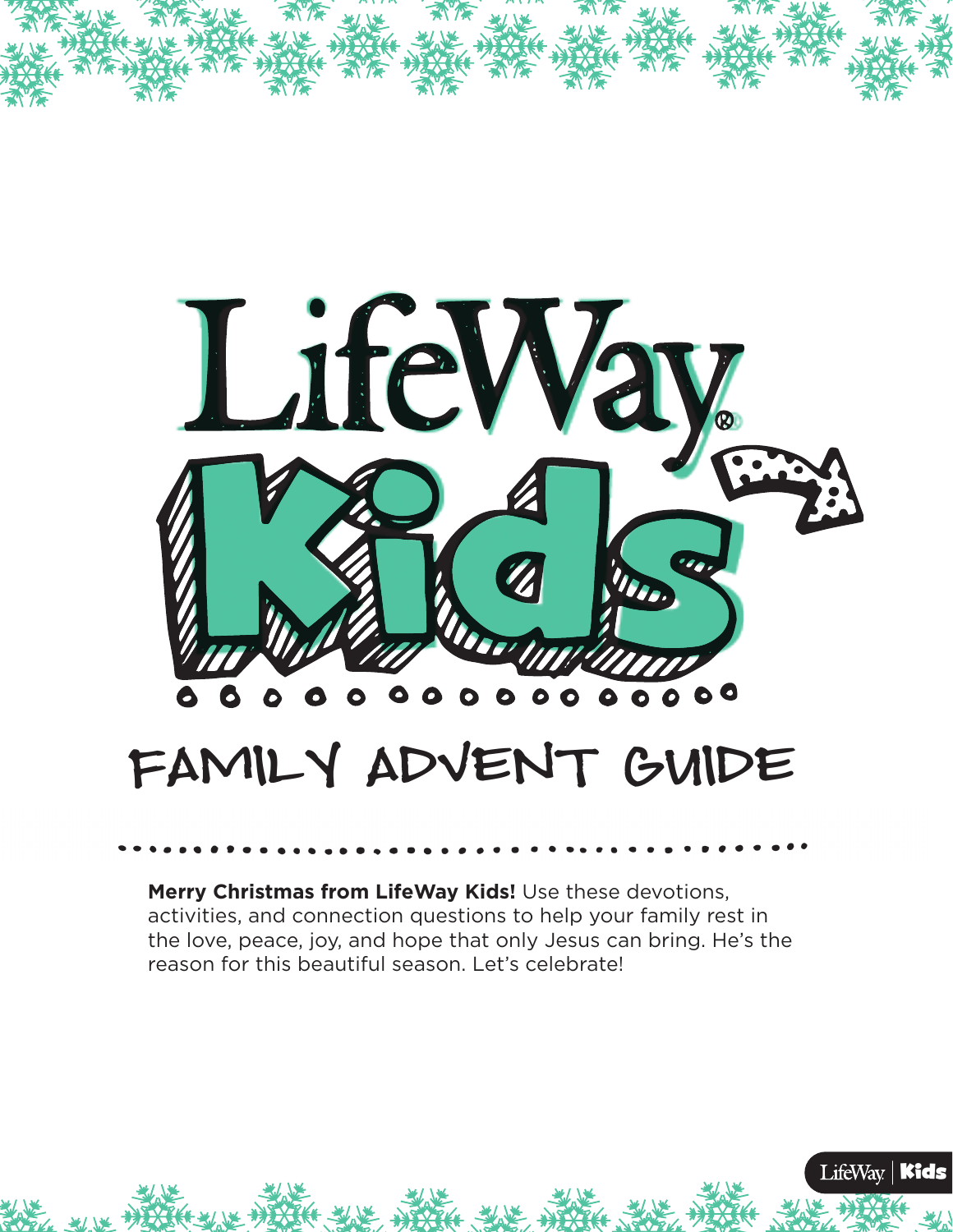# LifeWay Kids

## FAMILY ADVENT GUIDE

**Merry Christmas from LifeWay Kids!** Use these devotions, activities, and connection questions to help your family rest in the love, peace, joy, and hope that only Jesus can bring. He's the reason for this beautiful season. Let's celebrate!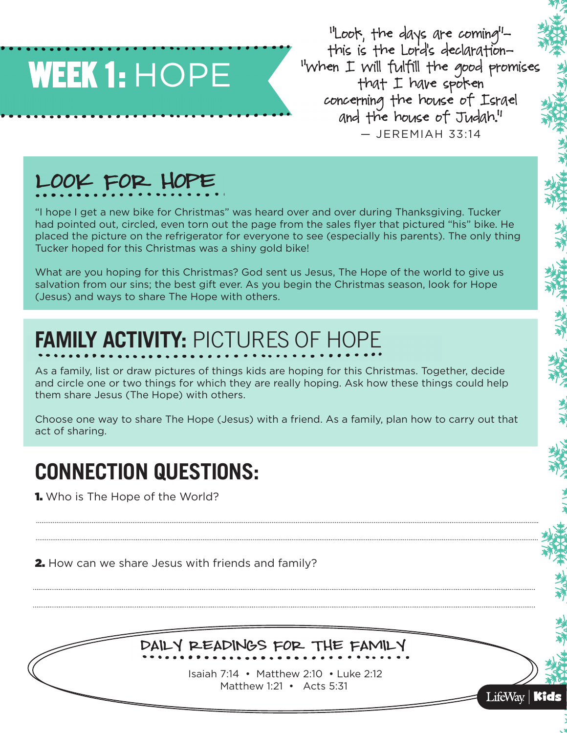# WEEK 1: HOPE

"Look, the days are coming"—
this is the Lord's declaration—
"when I will fulfill the good promises
that I have spoken
concerning the house of Israel
and the house of Judah."
— JEREMIAH 33:14

## LOOK FOR HOPE

"I hope I get a new bike for Christmas" was heard over and over during Thanksgiving. Tucker had pointed out, circled, even torn out the page from the sales flyer that pictured "his" bike. He placed the picture on the refrigerator for everyone to see (especially his parents). The only thing Tucker hoped for this Christmas was a shiny gold bike!

What are you hoping for this Christmas? God sent us Jesus, The Hope of the world to give us salvation from our sins; the best gift ever. As you begin the Christmas season, look for Hope (Jesus) and ways to share The Hope with others.

## FAMILY ACTIVITY: PICTURES OF HOPE

As a family, list or draw pictures of things kids are hoping for this Christmas. Together, decide and circle one or two things for which they are really hoping. Ask how these things could help them share Jesus (The Hope) with others.

Choose one way to share The Hope (Jesus) with a friend. As a family, plan how to carry out that act of sharing.

## CONNECTION QUESTIONS:

**1.** Who is The Hope of the World?

**2.** How can we share Jesus with friends and family?

### DAILY READINGS FOR THE FAMILY

Isaiah 7:14 • Matthew 2:10 • Luke 2:12
Matthew 1:21 • Acts 5:31

LifeWay | Kids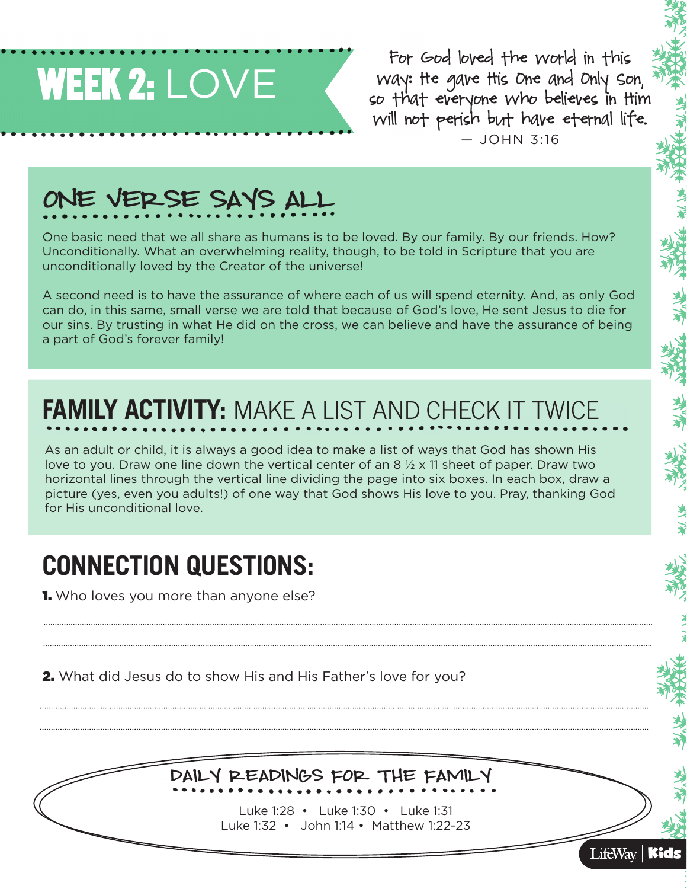# WEEK 2: LOVE

For God loved the world in this way: He gave His One and Only Son, so that everyone who believes in Him will not perish but have eternal life.
— JOHN 3:16

## ONE VERSE SAYS ALL

One basic need that we all share as humans is to be loved. By our family. By our friends. How? Unconditionally. What an overwhelming reality, though, to be told in Scripture that you are unconditionally loved by the Creator of the universe!

A second need is to have the assurance of where each of us will spend eternity. And, as only God can do, in this same, small verse we are told that because of God's love, He sent Jesus to die for our sins. By trusting in what He did on the cross, we can believe and have the assurance of being a part of God's forever family!

## FAMILY ACTIVITY: MAKE A LIST AND CHECK IT TWICE

As an adult or child, it is always a good idea to make a list of ways that God has shown His love to you. Draw one line down the vertical center of an 8 ½ x 11 sheet of paper. Draw two horizontal lines through the vertical line dividing the page into six boxes. In each box, draw a picture (yes, even you adults!) of one way that God shows His love to you. Pray, thanking God for His unconditional love.

## CONNECTION QUESTIONS:

**1.** Who loves you more than anyone else?

**2.** What did Jesus do to show His and His Father's love for you?

## DAILY READINGS FOR THE FAMILY

Luke 1:28 • Luke 1:30 • Luke 1:31
Luke 1:32 • John 1:14 • Matthew 1:22-23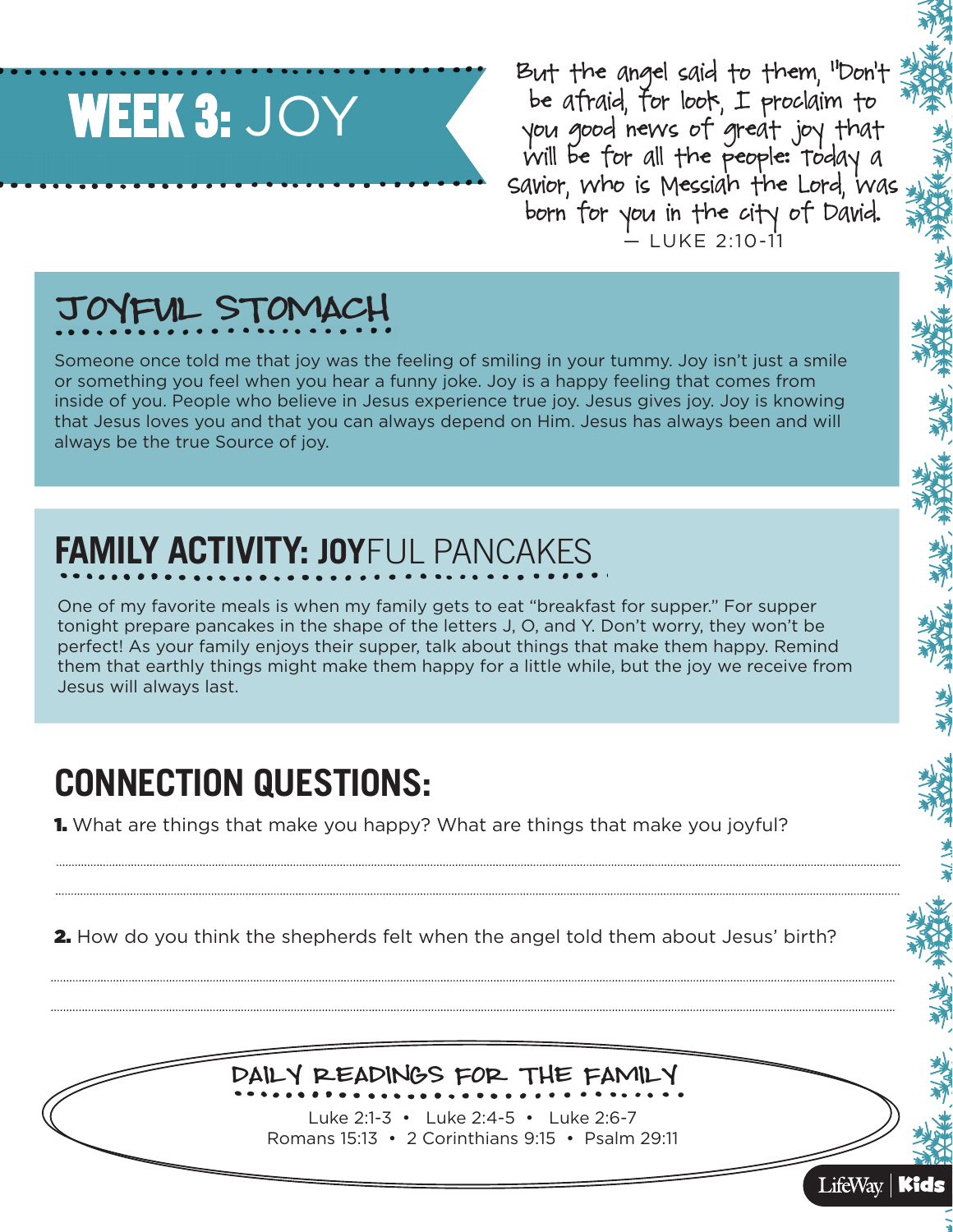# WEEK 3: JOY

But the angel said to them, "Don't be afraid, for look, I proclaim to you good news of great joy that will be for all the people: Today a Savior, who is Messiah the Lord, was born for you in the city of David.
— LUKE 2:10-11

## JOYFUL STOMACH

Someone once told me that joy was the feeling of smiling in your tummy. Joy isn't just a smile or something you feel when you hear a funny joke. Joy is a happy feeling that comes from inside of you. People who believe in Jesus experience true joy. Jesus gives joy. Joy is knowing that Jesus loves you and that you can always depend on Him. Jesus has always been and will always be the true Source of joy.

## FAMILY ACTIVITY: JOYFUL PANCAKES

One of my favorite meals is when my family gets to eat "breakfast for supper." For supper tonight prepare pancakes in the shape of the letters J, O, and Y. Don't worry, they won't be perfect! As your family enjoys their supper, talk about things that make them happy. Remind them that earthly things might make them happy for a little while, but the joy we receive from Jesus will always last.

## CONNECTION QUESTIONS:

**1.** What are things that make you happy? What are things that make you joyful?

**2.** How do you think the shepherds felt when the angel told them about Jesus' birth?

### DAILY READINGS FOR THE FAMILY

Luke 2:1-3 • Luke 2:4-5 • Luke 2:6-7
Romans 15:13 • 2 Corinthians 9:15 • Psalm 29:11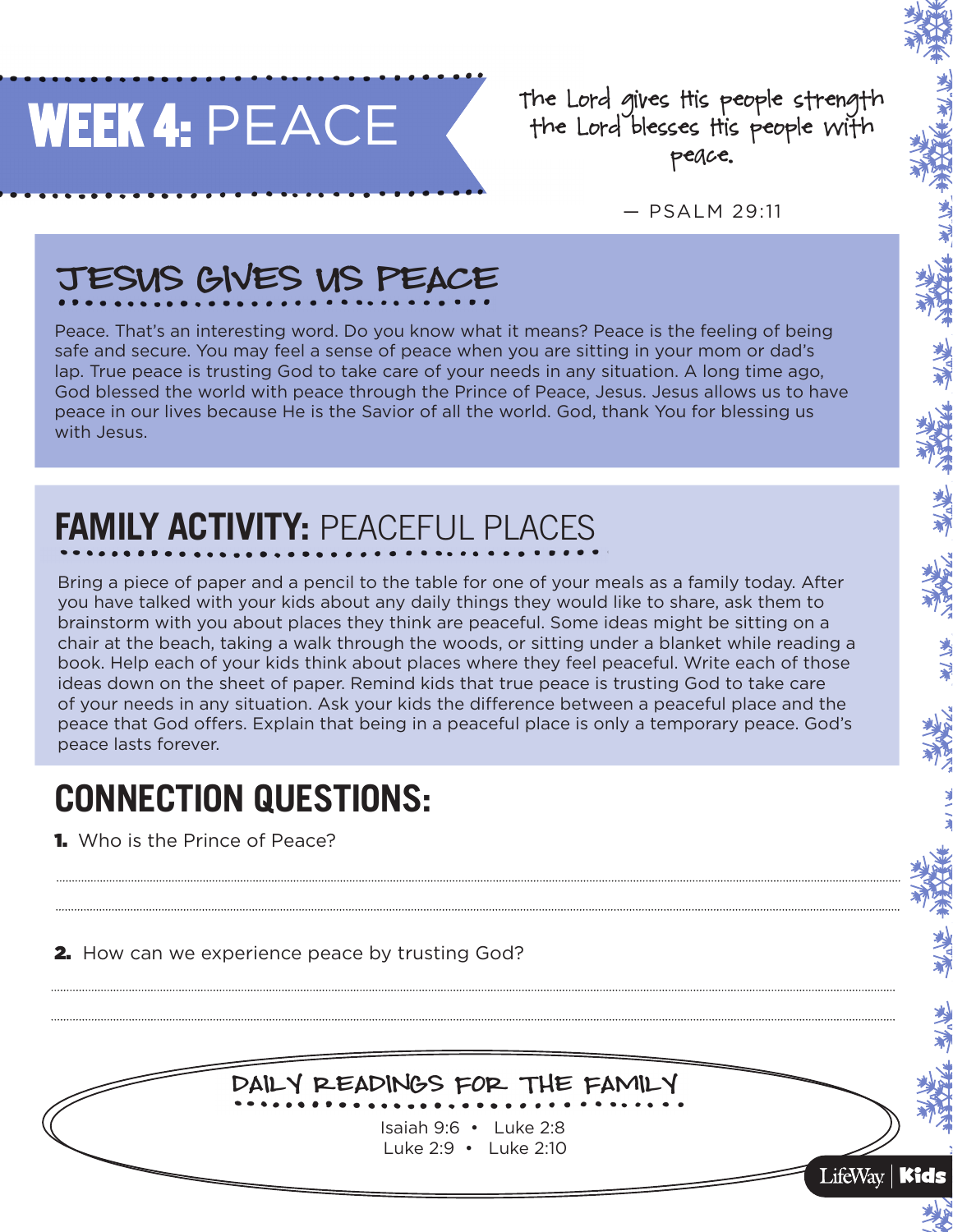# WEEK 4: PEACE

The Lord gives His people strength the Lord blesses His people with peace.

— PSALM 29:11

## JESUS GIVES US PEACE

Peace. That's an interesting word. Do you know what it means? Peace is the feeling of being safe and secure. You may feel a sense of peace when you are sitting in your mom or dad's lap. True peace is trusting God to take care of your needs in any situation. A long time ago, God blessed the world with peace through the Prince of Peace, Jesus. Jesus allows us to have peace in our lives because He is the Savior of all the world. God, thank You for blessing us with Jesus.

## FAMILY ACTIVITY: PEACEFUL PLACES

Bring a piece of paper and a pencil to the table for one of your meals as a family today. After you have talked with your kids about any daily things they would like to share, ask them to brainstorm with you about places they think are peaceful. Some ideas might be sitting on a chair at the beach, taking a walk through the woods, or sitting under a blanket while reading a book. Help each of your kids think about places where they feel peaceful. Write each of those ideas down on the sheet of paper. Remind kids that true peace is trusting God to take care of your needs in any situation. Ask your kids the difference between a peaceful place and the peace that God offers. Explain that being in a peaceful place is only a temporary peace. God's peace lasts forever.

## CONNECTION QUESTIONS:

1. Who is the Prince of Peace?

2. How can we experience peace by trusting God?

### DAILY READINGS FOR THE FAMILY

Isaiah 9:6 • Luke 2:8
Luke 2:9 • Luke 2:10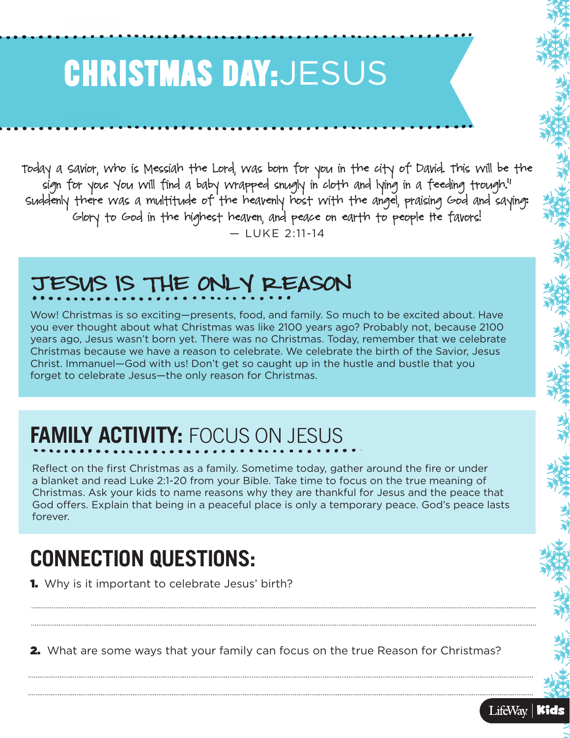# CHRISTMAS DAY: JESUS

Today a Savior, who is Messiah the Lord, was born for you in the city of David. This will be the sign for you: You will find a baby wrapped snugly in cloth and lying in a feeding trough." Suddenly there was a multitude of the heavenly host with the angel, praising God and saying: Glory to God in the highest heaven, and peace on earth to people He favors!

— LUKE 2:11-14

## JESUS IS THE ONLY REASON

Wow! Christmas is so exciting—presents, food, and family. So much to be excited about. Have you ever thought about what Christmas was like 2100 years ago? Probably not, because 2100 years ago, Jesus wasn't born yet. There was no Christmas. Today, remember that we celebrate Christmas because we have a reason to celebrate. We celebrate the birth of the Savior, Jesus Christ. Immanuel—God with us! Don't get so caught up in the hustle and bustle that you forget to celebrate Jesus—the only reason for Christmas.

## FAMILY ACTIVITY: FOCUS ON JESUS

Reflect on the first Christmas as a family. Sometime today, gather around the fire or under a blanket and read Luke 2:1-20 from your Bible. Take time to focus on the true meaning of Christmas. Ask your kids to name reasons why they are thankful for Jesus and the peace that God offers. Explain that being in a peaceful place is only a temporary peace. God's peace lasts forever.

## CONNECTION QUESTIONS:

1. Why is it important to celebrate Jesus' birth?

2. What are some ways that your family can focus on the true Reason for Christmas?